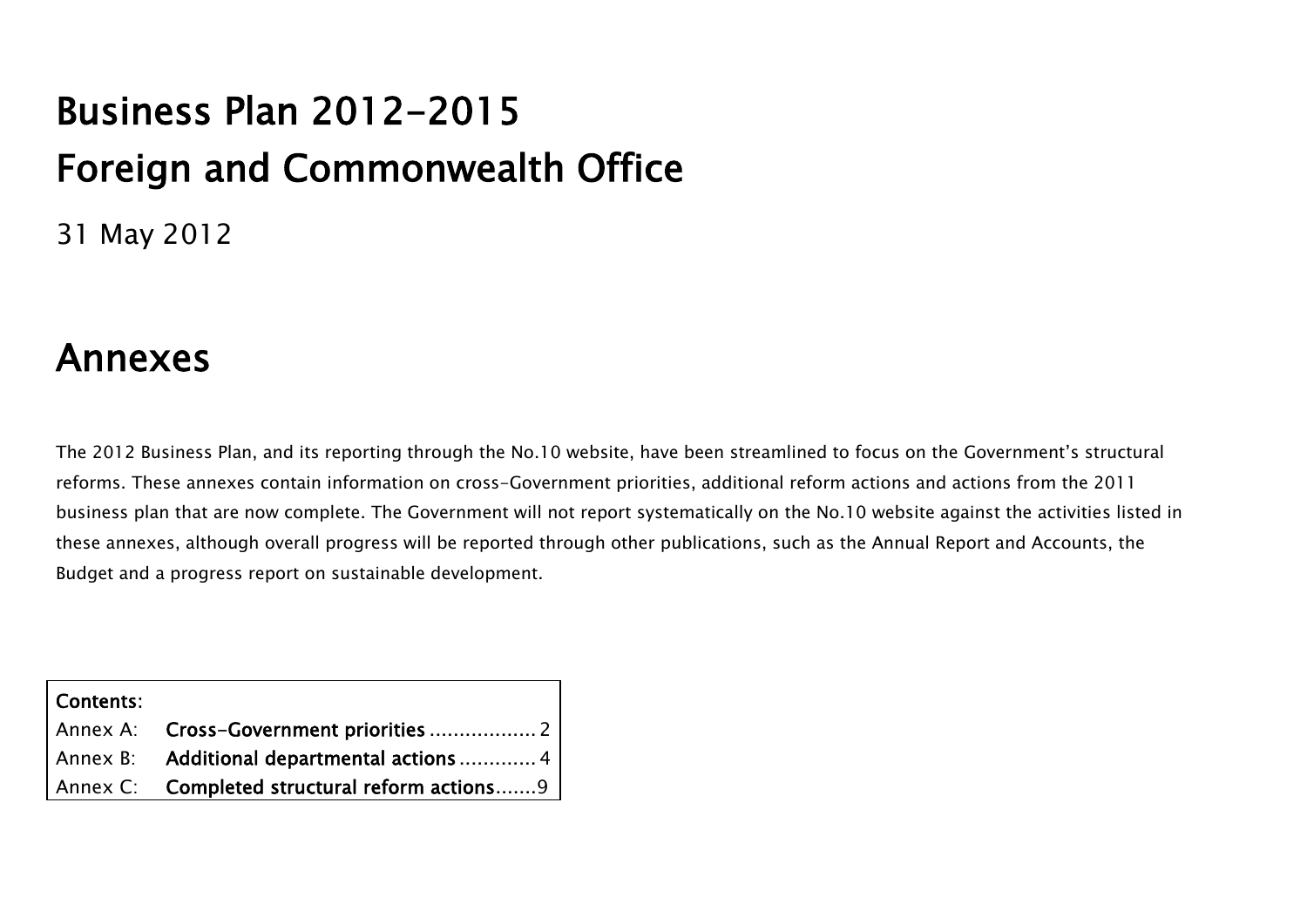# Business Plan 2012-2015

# Foreign and Commonwealth Office

31 May 2012

## Annexes

The 2012 Business Plan, and its reporting through the No.10 website, have been streamlined to focus on the Government's structural reforms. These annexes contain information on cross-Government priorities, additional reform actions and actions from the 2011 business plan that are now complete. The Government will not report systematically on the No.10 website against the activities listed in these annexes, although overall progress will be reported through other publications, such as the Annual Report and Accounts, the Budget and a progress report on sustainable development.

| Contents: | |
|---|---|
| Annex A: | **Cross-Government priorities** .................. 2 |
| Annex B: | **Additional departmental actions** ............. 4 |
| Annex C: | **Completed structural reform actions**.......9 |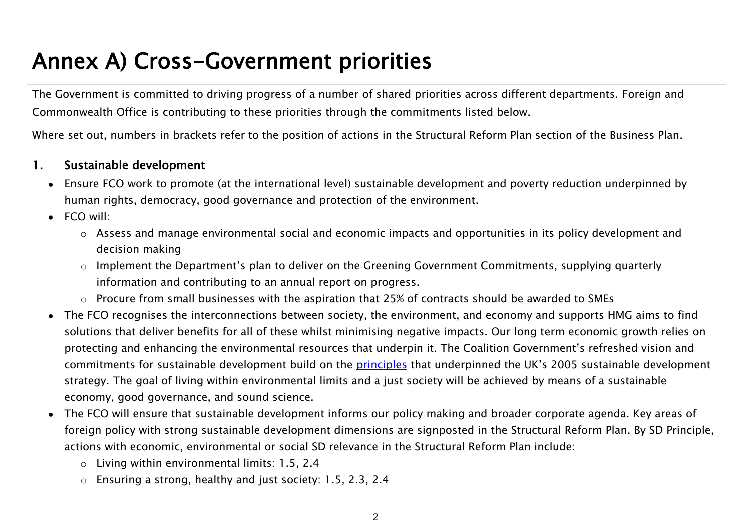# Annex A) Cross-Government priorities

The Government is committed to driving progress of a number of shared priorities across different departments. Foreign and Commonwealth Office is contributing to these priorities through the commitments listed below.

Where set out, numbers in brackets refer to the position of actions in the Structural Reform Plan section of the Business Plan.

## 1. Sustainable development

- Ensure FCO work to promote (at the international level) sustainable development and poverty reduction underpinned by human rights, democracy, good governance and protection of the environment.
- FCO will:
  - Assess and manage environmental social and economic impacts and opportunities in its policy development and decision making
  - Implement the Department's plan to deliver on the Greening Government Commitments, supplying quarterly information and contributing to an annual report on progress.
  - Procure from small businesses with the aspiration that 25% of contracts should be awarded to SMEs
- The FCO recognises the interconnections between society, the environment, and economy and supports HMG aims to find solutions that deliver benefits for all of these whilst minimising negative impacts. Our long term economic growth relies on protecting and enhancing the environmental resources that underpin it. The Coalition Government's refreshed vision and commitments for sustainable development build on the principles that underpinned the UK's 2005 sustainable development strategy. The goal of living within environmental limits and a just society will be achieved by means of a sustainable economy, good governance, and sound science.
- The FCO will ensure that sustainable development informs our policy making and broader corporate agenda. Key areas of foreign policy with strong sustainable development dimensions are signposted in the Structural Reform Plan. By SD Principle, actions with economic, environmental or social SD relevance in the Structural Reform Plan include:
  - Living within environmental limits: 1.5, 2.4
  - Ensuring a strong, healthy and just society: 1.5, 2.3, 2.4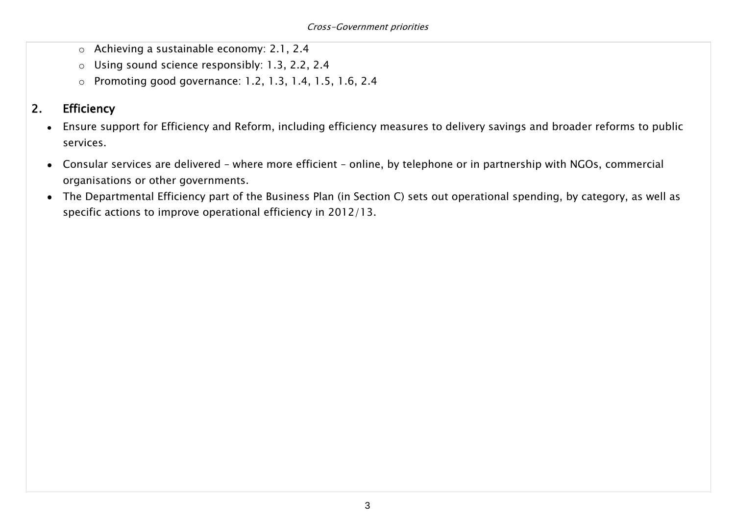- Achieving a sustainable economy: 2.1, 2.4
- Using sound science responsibly: 1.3, 2.2, 2.4
- Promoting good governance: 1.2, 1.3, 1.4, 1.5, 1.6, 2.4

## 2. Efficiency

- Ensure support for Efficiency and Reform, including efficiency measures to delivery savings and broader reforms to public services.
- Consular services are delivered – where more efficient – online, by telephone or in partnership with NGOs, commercial organisations or other governments.
- The Departmental Efficiency part of the Business Plan (in Section C) sets out operational spending, by category, as well as specific actions to improve operational efficiency in 2012/13.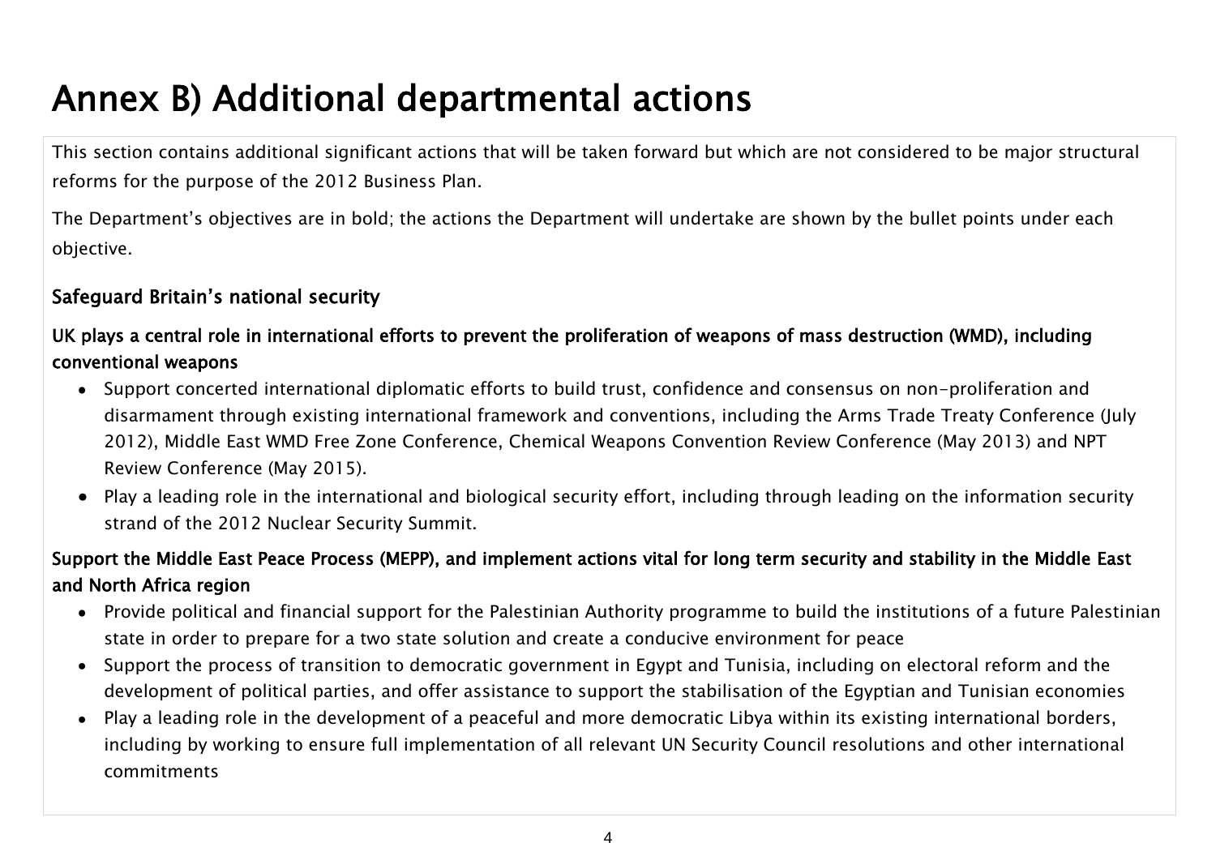# Annex B) Additional departmental actions

This section contains additional significant actions that will be taken forward but which are not considered to be major structural reforms for the purpose of the 2012 Business Plan.

The Department's objectives are in bold; the actions the Department will undertake are shown by the bullet points under each objective.

### Safeguard Britain's national security

**UK plays a central role in international efforts to prevent the proliferation of weapons of mass destruction (WMD), including conventional weapons**

- Support concerted international diplomatic efforts to build trust, confidence and consensus on non-proliferation and disarmament through existing international framework and conventions, including the Arms Trade Treaty Conference (July 2012), Middle East WMD Free Zone Conference, Chemical Weapons Convention Review Conference (May 2013) and NPT Review Conference (May 2015).
- Play a leading role in the international and biological security effort, including through leading on the information security strand of the 2012 Nuclear Security Summit.

**Support the Middle East Peace Process (MEPP), and implement actions vital for long term security and stability in the Middle East and North Africa region**

- Provide political and financial support for the Palestinian Authority programme to build the institutions of a future Palestinian state in order to prepare for a two state solution and create a conducive environment for peace
- Support the process of transition to democratic government in Egypt and Tunisia, including on electoral reform and the development of political parties, and offer assistance to support the stabilisation of the Egyptian and Tunisian economies
- Play a leading role in the development of a peaceful and more democratic Libya within its existing international borders, including by working to ensure full implementation of all relevant UN Security Council resolutions and other international commitments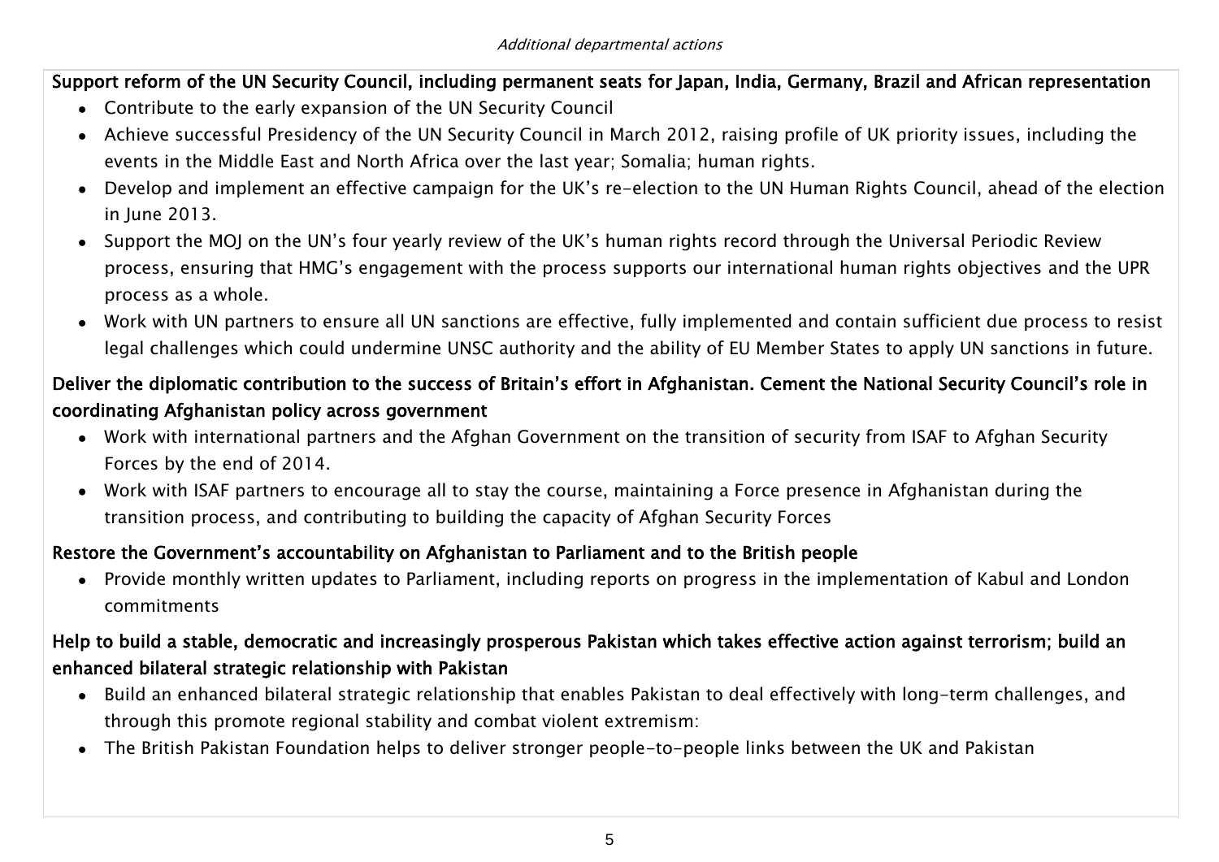*Additional departmental actions*

**Support reform of the UN Security Council, including permanent seats for Japan, India, Germany, Brazil and African representation**

- Contribute to the early expansion of the UN Security Council
- Achieve successful Presidency of the UN Security Council in March 2012, raising profile of UK priority issues, including the events in the Middle East and North Africa over the last year; Somalia; human rights.
- Develop and implement an effective campaign for the UK's re-election to the UN Human Rights Council, ahead of the election in June 2013.
- Support the MOJ on the UN's four yearly review of the UK's human rights record through the Universal Periodic Review process, ensuring that HMG's engagement with the process supports our international human rights objectives and the UPR process as a whole.
- Work with UN partners to ensure all UN sanctions are effective, fully implemented and contain sufficient due process to resist legal challenges which could undermine UNSC authority and the ability of EU Member States to apply UN sanctions in future.

**Deliver the diplomatic contribution to the success of Britain's effort in Afghanistan. Cement the National Security Council's role in coordinating Afghanistan policy across government**

- Work with international partners and the Afghan Government on the transition of security from ISAF to Afghan Security Forces by the end of 2014.
- Work with ISAF partners to encourage all to stay the course, maintaining a Force presence in Afghanistan during the transition process, and contributing to building the capacity of Afghan Security Forces

**Restore the Government's accountability on Afghanistan to Parliament and to the British people**

- Provide monthly written updates to Parliament, including reports on progress in the implementation of Kabul and London commitments

**Help to build a stable, democratic and increasingly prosperous Pakistan which takes effective action against terrorism; build an enhanced bilateral strategic relationship with Pakistan**

- Build an enhanced bilateral strategic relationship that enables Pakistan to deal effectively with long-term challenges, and through this promote regional stability and combat violent extremism:
- The British Pakistan Foundation helps to deliver stronger people-to-people links between the UK and Pakistan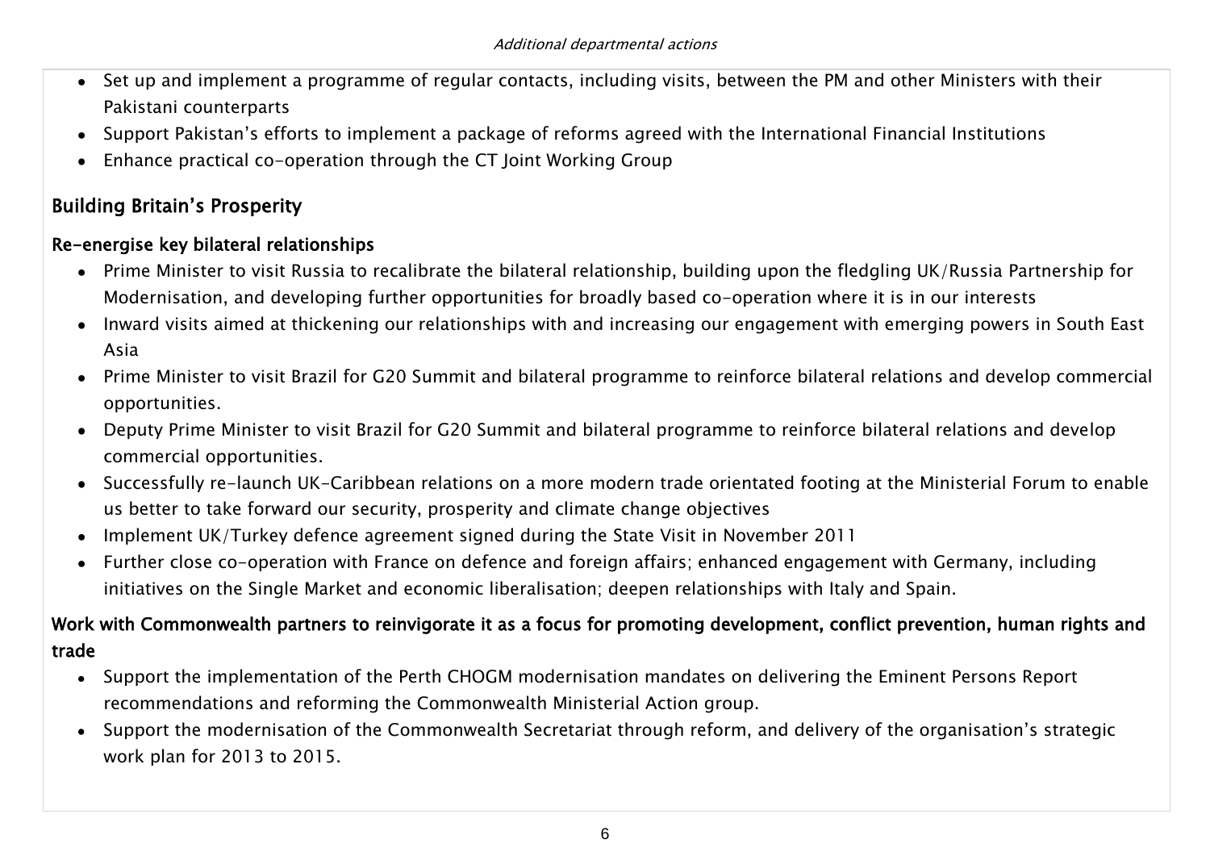*Additional departmental actions*

- Set up and implement a programme of regular contacts, including visits, between the PM and other Ministers with their Pakistani counterparts
- Support Pakistan's efforts to implement a package of reforms agreed with the International Financial Institutions
- Enhance practical co-operation through the CT Joint Working Group

## Building Britain's Prosperity

### Re-energise key bilateral relationships

- Prime Minister to visit Russia to recalibrate the bilateral relationship, building upon the fledgling UK/Russia Partnership for Modernisation, and developing further opportunities for broadly based co-operation where it is in our interests
- Inward visits aimed at thickening our relationships with and increasing our engagement with emerging powers in South East Asia
- Prime Minister to visit Brazil for G20 Summit and bilateral programme to reinforce bilateral relations and develop commercial opportunities.
- Deputy Prime Minister to visit Brazil for G20 Summit and bilateral programme to reinforce bilateral relations and develop commercial opportunities.
- Successfully re-launch UK-Caribbean relations on a more modern trade orientated footing at the Ministerial Forum to enable us better to take forward our security, prosperity and climate change objectives
- Implement UK/Turkey defence agreement signed during the State Visit in November 2011
- Further close co-operation with France on defence and foreign affairs; enhanced engagement with Germany, including initiatives on the Single Market and economic liberalisation; deepen relationships with Italy and Spain.

### Work with Commonwealth partners to reinvigorate it as a focus for promoting development, conflict prevention, human rights and trade

- Support the implementation of the Perth CHOGM modernisation mandates on delivering the Eminent Persons Report recommendations and reforming the Commonwealth Ministerial Action group.
- Support the modernisation of the Commonwealth Secretariat through reform, and delivery of the organisation's strategic work plan for 2013 to 2015.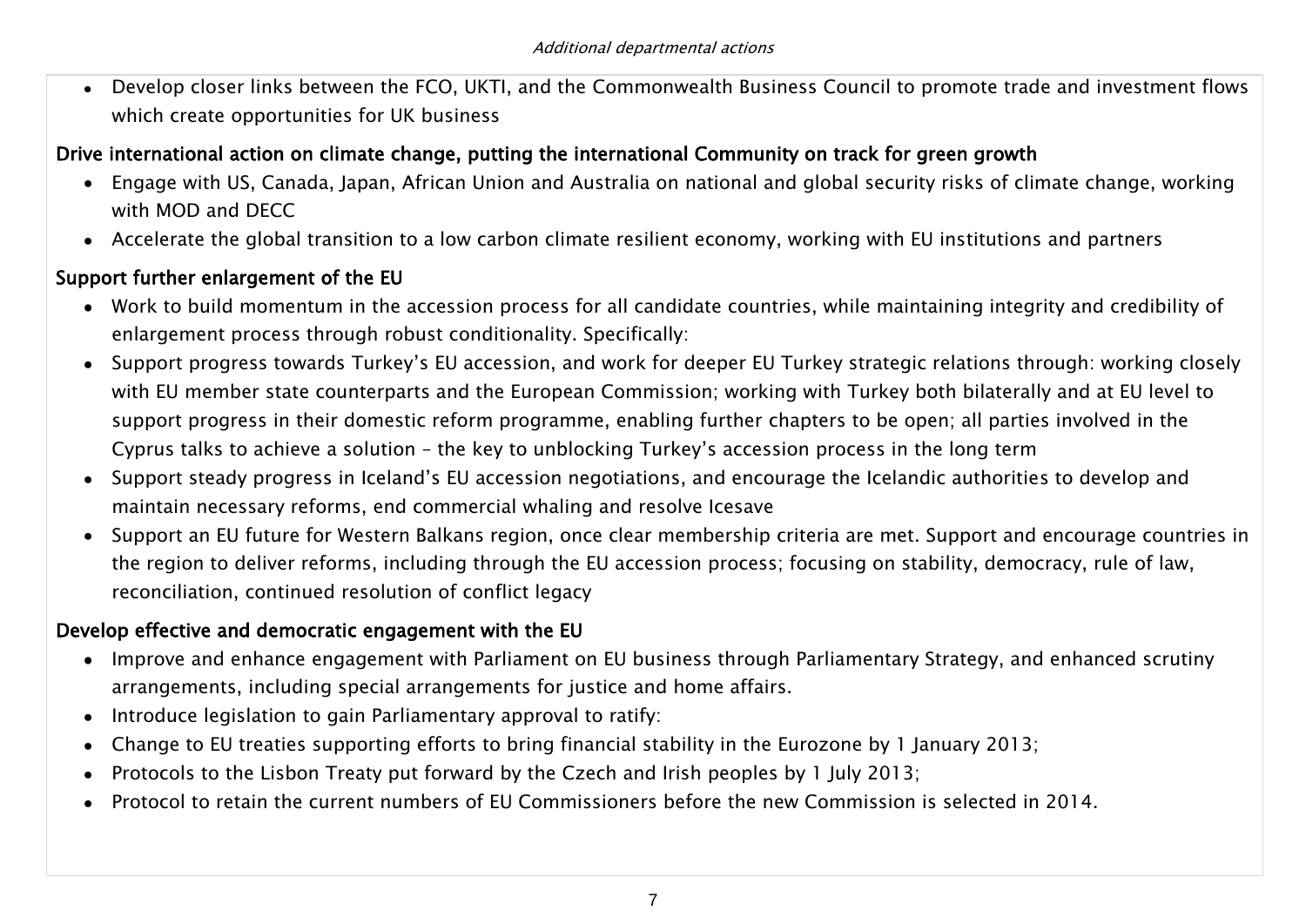*Additional departmental actions*

- Develop closer links between the FCO, UKTI, and the Commonwealth Business Council to promote trade and investment flows which create opportunities for UK business

**Drive international action on climate change, putting the international Community on track for green growth**

- Engage with US, Canada, Japan, African Union and Australia on national and global security risks of climate change, working with MOD and DECC
- Accelerate the global transition to a low carbon climate resilient economy, working with EU institutions and partners

**Support further enlargement of the EU**

- Work to build momentum in the accession process for all candidate countries, while maintaining integrity and credibility of enlargement process through robust conditionality. Specifically:
- Support progress towards Turkey's EU accession, and work for deeper EU Turkey strategic relations through: working closely with EU member state counterparts and the European Commission; working with Turkey both bilaterally and at EU level to support progress in their domestic reform programme, enabling further chapters to be open; all parties involved in the Cyprus talks to achieve a solution – the key to unblocking Turkey's accession process in the long term
- Support steady progress in Iceland's EU accession negotiations, and encourage the Icelandic authorities to develop and maintain necessary reforms, end commercial whaling and resolve Icesave
- Support an EU future for Western Balkans region, once clear membership criteria are met. Support and encourage countries in the region to deliver reforms, including through the EU accession process; focusing on stability, democracy, rule of law, reconciliation, continued resolution of conflict legacy

**Develop effective and democratic engagement with the EU**

- Improve and enhance engagement with Parliament on EU business through Parliamentary Strategy, and enhanced scrutiny arrangements, including special arrangements for justice and home affairs.
- Introduce legislation to gain Parliamentary approval to ratify:
- Change to EU treaties supporting efforts to bring financial stability in the Eurozone by 1 January 2013;
- Protocols to the Lisbon Treaty put forward by the Czech and Irish peoples by 1 July 2013;
- Protocol to retain the current numbers of EU Commissioners before the new Commission is selected in 2014.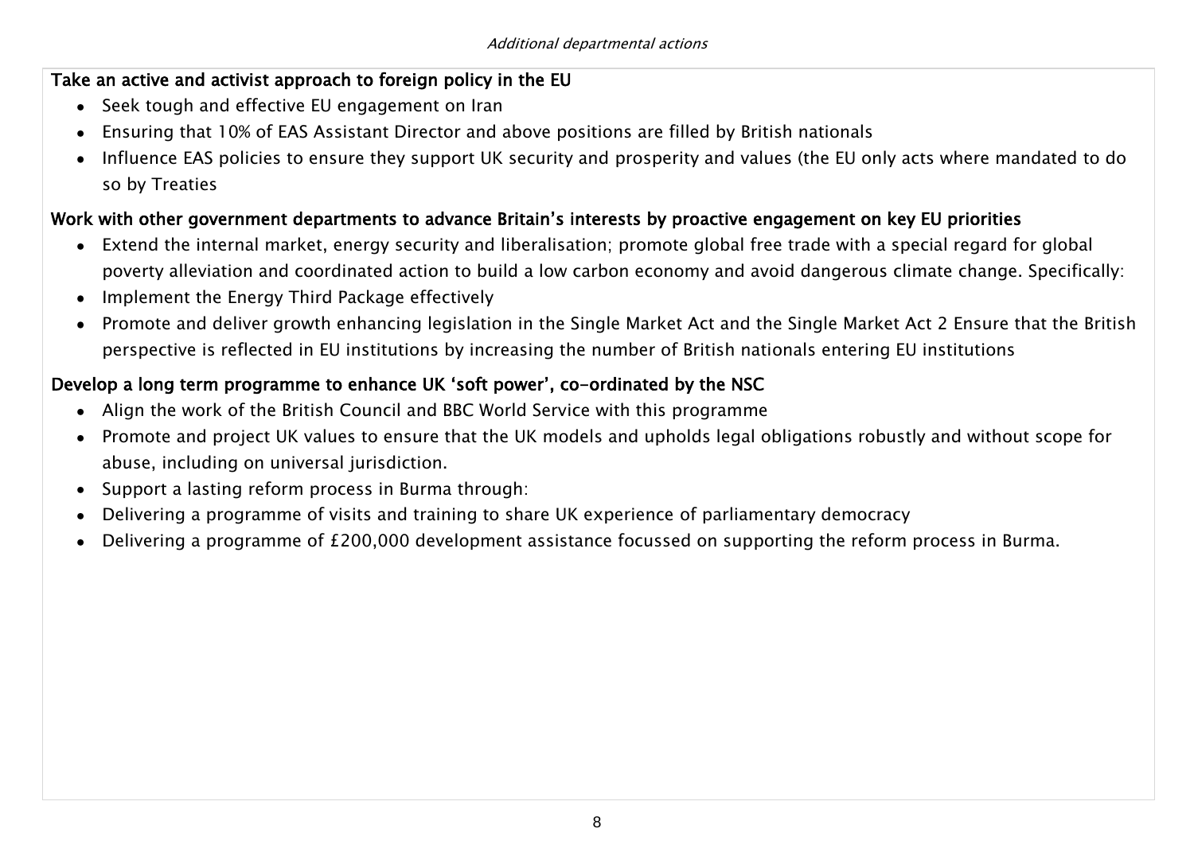*Additional departmental actions*

**Take an active and activist approach to foreign policy in the EU**

- Seek tough and effective EU engagement on Iran
- Ensuring that 10% of EAS Assistant Director and above positions are filled by British nationals
- Influence EAS policies to ensure they support UK security and prosperity and values (the EU only acts where mandated to do so by Treaties

**Work with other government departments to advance Britain's interests by proactive engagement on key EU priorities**

- Extend the internal market, energy security and liberalisation; promote global free trade with a special regard for global poverty alleviation and coordinated action to build a low carbon economy and avoid dangerous climate change. Specifically:
- Implement the Energy Third Package effectively
- Promote and deliver growth enhancing legislation in the Single Market Act and the Single Market Act 2 Ensure that the British perspective is reflected in EU institutions by increasing the number of British nationals entering EU institutions

**Develop a long term programme to enhance UK 'soft power', co-ordinated by the NSC**

- Align the work of the British Council and BBC World Service with this programme
- Promote and project UK values to ensure that the UK models and upholds legal obligations robustly and without scope for abuse, including on universal jurisdiction.
- Support a lasting reform process in Burma through:
- Delivering a programme of visits and training to share UK experience of parliamentary democracy
- Delivering a programme of £200,000 development assistance focussed on supporting the reform process in Burma.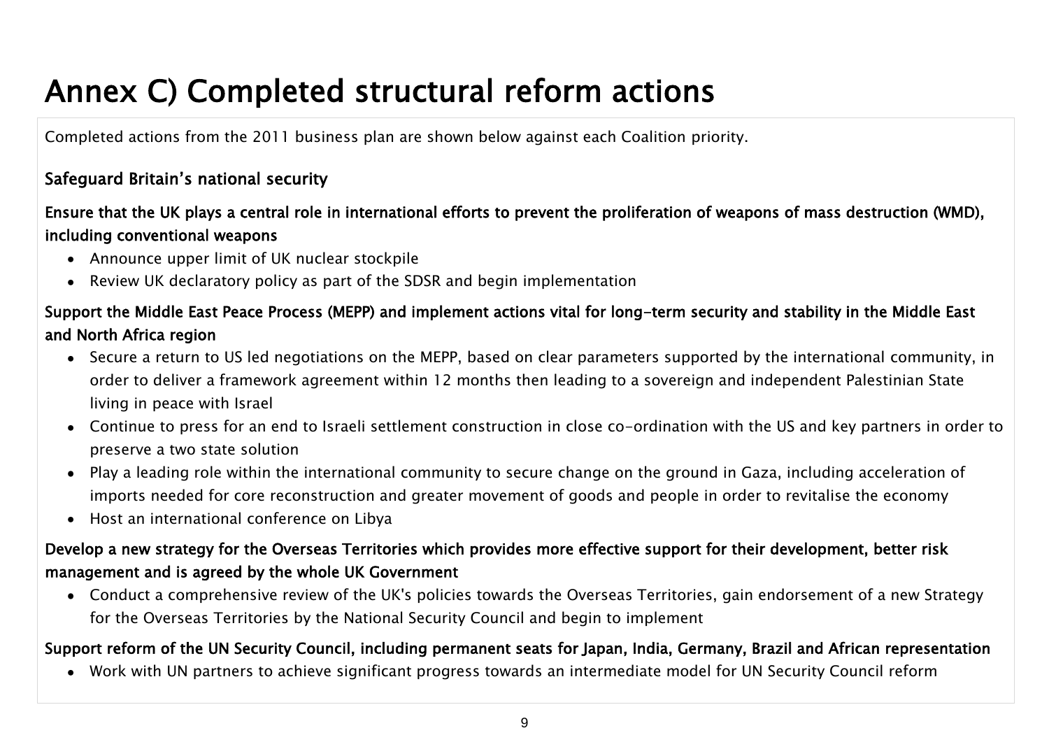# Annex C) Completed structural reform actions

Completed actions from the 2011 business plan are shown below against each Coalition priority.

### Safeguard Britain's national security

#### Ensure that the UK plays a central role in international efforts to prevent the proliferation of weapons of mass destruction (WMD), including conventional weapons

- Announce upper limit of UK nuclear stockpile
- Review UK declaratory policy as part of the SDSR and begin implementation

#### Support the Middle East Peace Process (MEPP) and implement actions vital for long-term security and stability in the Middle East and North Africa region

- Secure a return to US led negotiations on the MEPP, based on clear parameters supported by the international community, in order to deliver a framework agreement within 12 months then leading to a sovereign and independent Palestinian State living in peace with Israel
- Continue to press for an end to Israeli settlement construction in close co-ordination with the US and key partners in order to preserve a two state solution
- Play a leading role within the international community to secure change on the ground in Gaza, including acceleration of imports needed for core reconstruction and greater movement of goods and people in order to revitalise the economy
- Host an international conference on Libya

#### Develop a new strategy for the Overseas Territories which provides more effective support for their development, better risk management and is agreed by the whole UK Government

- Conduct a comprehensive review of the UK's policies towards the Overseas Territories, gain endorsement of a new Strategy for the Overseas Territories by the National Security Council and begin to implement

#### Support reform of the UN Security Council, including permanent seats for Japan, India, Germany, Brazil and African representation

- Work with UN partners to achieve significant progress towards an intermediate model for UN Security Council reform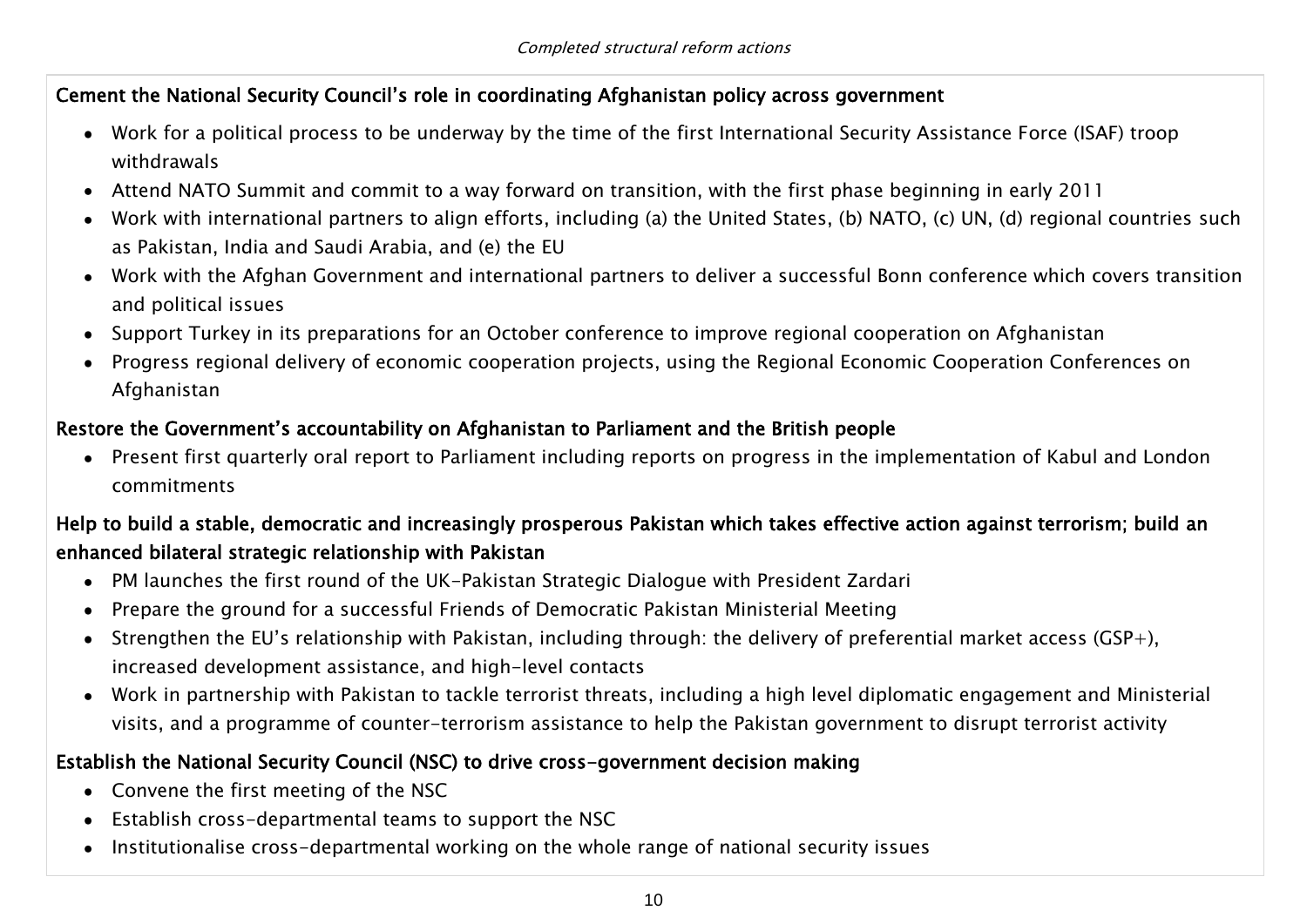*Completed structural reform actions*

**Cement the National Security Council's role in coordinating Afghanistan policy across government**

- Work for a political process to be underway by the time of the first International Security Assistance Force (ISAF) troop withdrawals
- Attend NATO Summit and commit to a way forward on transition, with the first phase beginning in early 2011
- Work with international partners to align efforts, including (a) the United States, (b) NATO, (c) UN, (d) regional countries such as Pakistan, India and Saudi Arabia, and (e) the EU
- Work with the Afghan Government and international partners to deliver a successful Bonn conference which covers transition and political issues
- Support Turkey in its preparations for an October conference to improve regional cooperation on Afghanistan
- Progress regional delivery of economic cooperation projects, using the Regional Economic Cooperation Conferences on Afghanistan

**Restore the Government's accountability on Afghanistan to Parliament and the British people**

- Present first quarterly oral report to Parliament including reports on progress in the implementation of Kabul and London commitments

**Help to build a stable, democratic and increasingly prosperous Pakistan which takes effective action against terrorism; build an enhanced bilateral strategic relationship with Pakistan**

- PM launches the first round of the UK-Pakistan Strategic Dialogue with President Zardari
- Prepare the ground for a successful Friends of Democratic Pakistan Ministerial Meeting
- Strengthen the EU's relationship with Pakistan, including through: the delivery of preferential market access (GSP+), increased development assistance, and high-level contacts
- Work in partnership with Pakistan to tackle terrorist threats, including a high level diplomatic engagement and Ministerial visits, and a programme of counter-terrorism assistance to help the Pakistan government to disrupt terrorist activity

**Establish the National Security Council (NSC) to drive cross-government decision making**

- Convene the first meeting of the NSC
- Establish cross-departmental teams to support the NSC
- Institutionalise cross-departmental working on the whole range of national security issues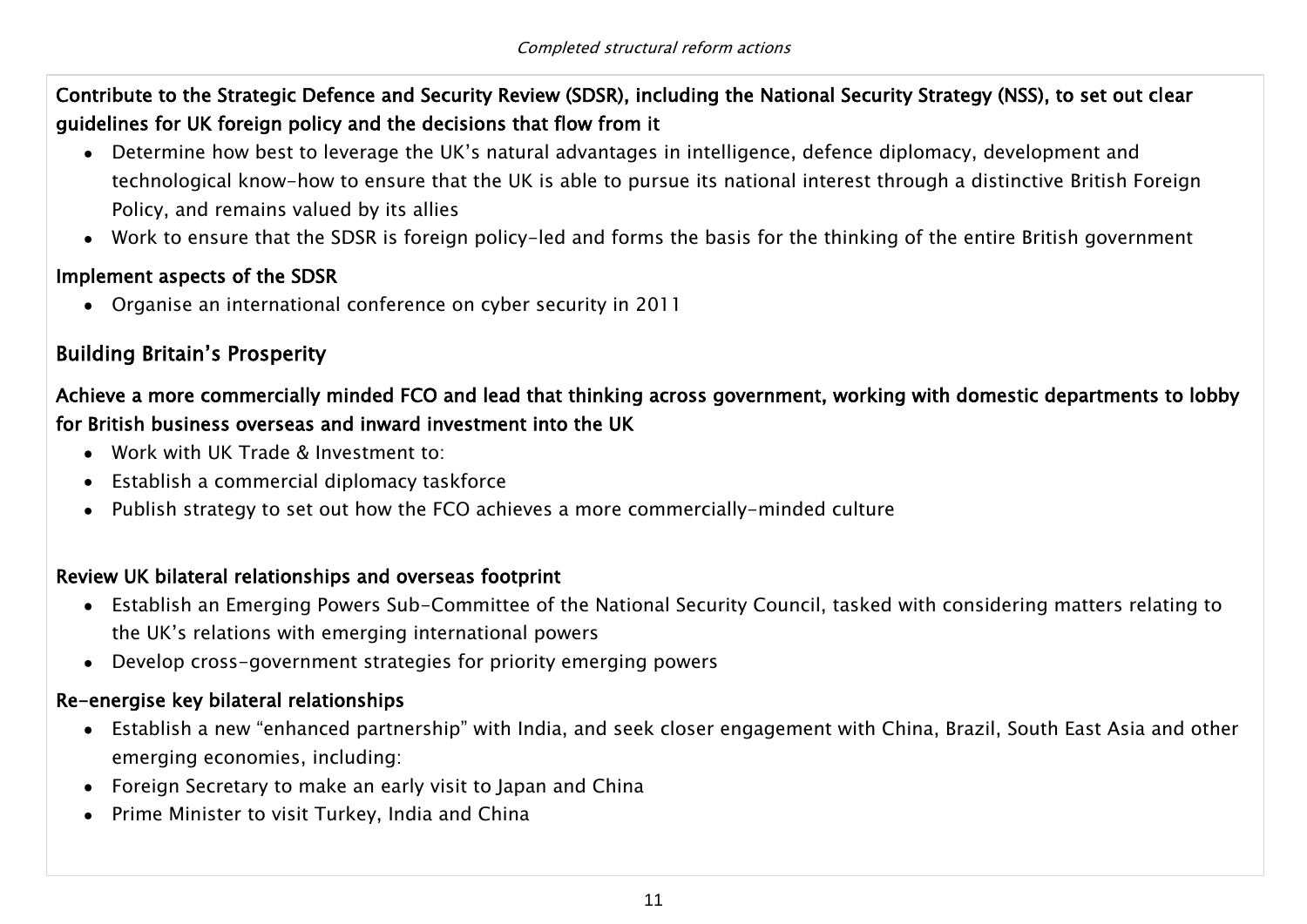*Completed structural reform actions*

**Contribute to the Strategic Defence and Security Review (SDSR), including the National Security Strategy (NSS), to set out clear guidelines for UK foreign policy and the decisions that flow from it**

- Determine how best to leverage the UK's natural advantages in intelligence, defence diplomacy, development and technological know-how to ensure that the UK is able to pursue its national interest through a distinctive British Foreign Policy, and remains valued by its allies
- Work to ensure that the SDSR is foreign policy-led and forms the basis for the thinking of the entire British government

**Implement aspects of the SDSR**

- Organise an international conference on cyber security in 2011

## Building Britain's Prosperity

**Achieve a more commercially minded FCO and lead that thinking across government, working with domestic departments to lobby for British business overseas and inward investment into the UK**

- Work with UK Trade & Investment to:
- Establish a commercial diplomacy taskforce
- Publish strategy to set out how the FCO achieves a more commercially-minded culture

**Review UK bilateral relationships and overseas footprint**

- Establish an Emerging Powers Sub-Committee of the National Security Council, tasked with considering matters relating to the UK's relations with emerging international powers
- Develop cross-government strategies for priority emerging powers

**Re-energise key bilateral relationships**

- Establish a new "enhanced partnership" with India, and seek closer engagement with China, Brazil, South East Asia and other emerging economies, including:
- Foreign Secretary to make an early visit to Japan and China
- Prime Minister to visit Turkey, India and China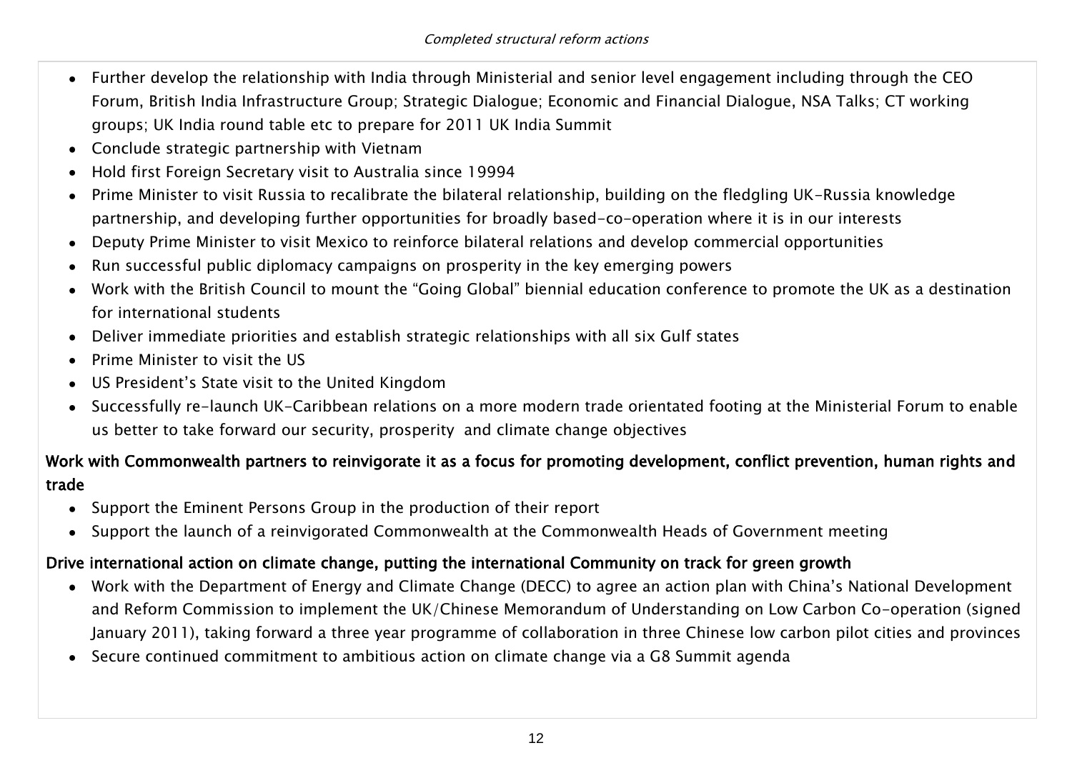*Completed structural reform actions*

- Further develop the relationship with India through Ministerial and senior level engagement including through the CEO Forum, British India Infrastructure Group; Strategic Dialogue; Economic and Financial Dialogue, NSA Talks; CT working groups; UK India round table etc to prepare for 2011 UK India Summit
- Conclude strategic partnership with Vietnam
- Hold first Foreign Secretary visit to Australia since 19994
- Prime Minister to visit Russia to recalibrate the bilateral relationship, building on the fledgling UK-Russia knowledge partnership, and developing further opportunities for broadly based-co-operation where it is in our interests
- Deputy Prime Minister to visit Mexico to reinforce bilateral relations and develop commercial opportunities
- Run successful public diplomacy campaigns on prosperity in the key emerging powers
- Work with the British Council to mount the "Going Global" biennial education conference to promote the UK as a destination for international students
- Deliver immediate priorities and establish strategic relationships with all six Gulf states
- Prime Minister to visit the US
- US President's State visit to the United Kingdom
- Successfully re-launch UK-Caribbean relations on a more modern trade orientated footing at the Ministerial Forum to enable us better to take forward our security, prosperity and climate change objectives

**Work with Commonwealth partners to reinvigorate it as a focus for promoting development, conflict prevention, human rights and trade**

- Support the Eminent Persons Group in the production of their report
- Support the launch of a reinvigorated Commonwealth at the Commonwealth Heads of Government meeting

**Drive international action on climate change, putting the international Community on track for green growth**

- Work with the Department of Energy and Climate Change (DECC) to agree an action plan with China's National Development and Reform Commission to implement the UK/Chinese Memorandum of Understanding on Low Carbon Co-operation (signed January 2011), taking forward a three year programme of collaboration in three Chinese low carbon pilot cities and provinces
- Secure continued commitment to ambitious action on climate change via a G8 Summit agenda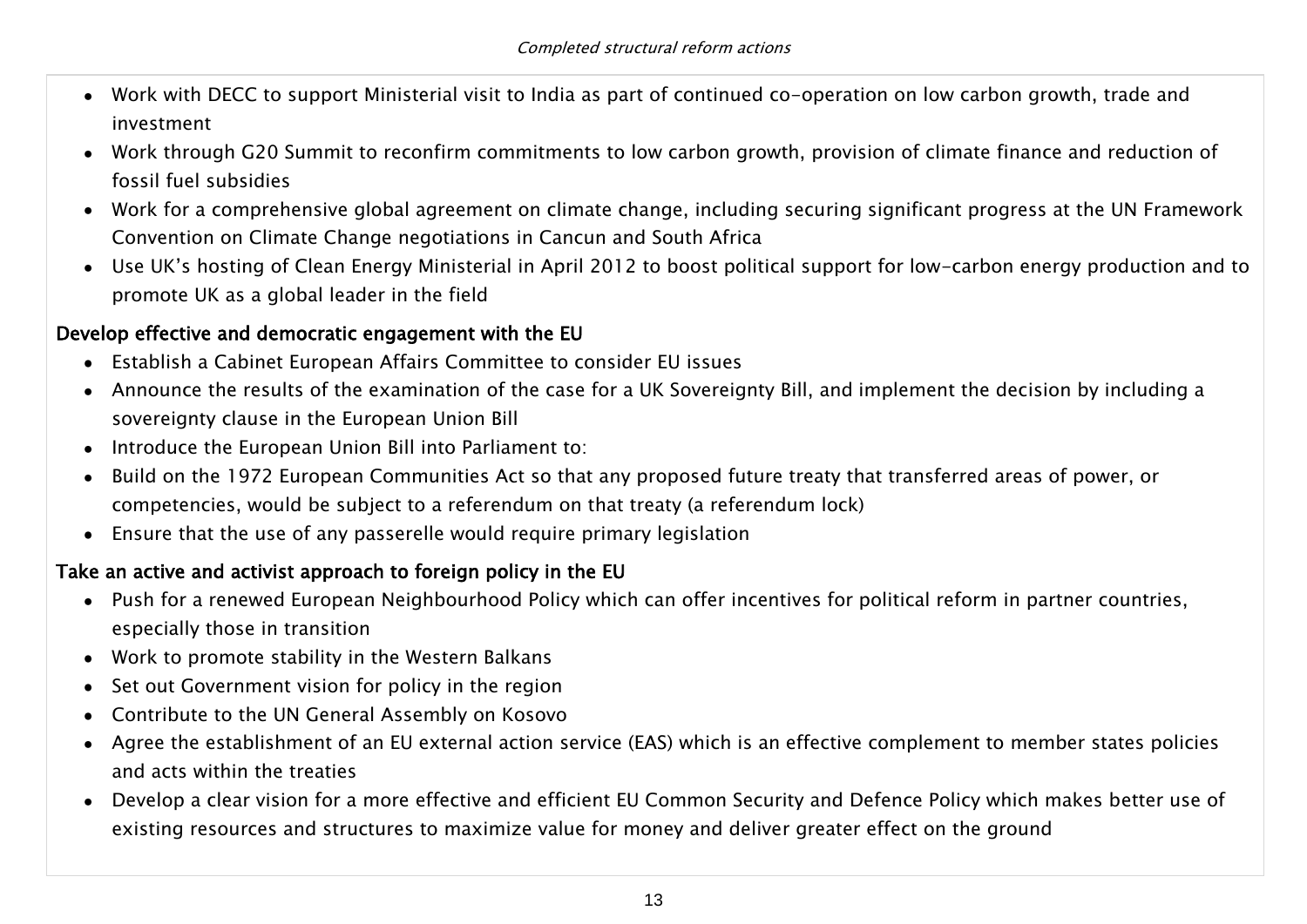*Completed structural reform actions*

- Work with DECC to support Ministerial visit to India as part of continued co-operation on low carbon growth, trade and investment
- Work through G20 Summit to reconfirm commitments to low carbon growth, provision of climate finance and reduction of fossil fuel subsidies
- Work for a comprehensive global agreement on climate change, including securing significant progress at the UN Framework Convention on Climate Change negotiations in Cancun and South Africa
- Use UK's hosting of Clean Energy Ministerial in April 2012 to boost political support for low-carbon energy production and to promote UK as a global leader in the field

**Develop effective and democratic engagement with the EU**

- Establish a Cabinet European Affairs Committee to consider EU issues
- Announce the results of the examination of the case for a UK Sovereignty Bill, and implement the decision by including a sovereignty clause in the European Union Bill
- Introduce the European Union Bill into Parliament to:
- Build on the 1972 European Communities Act so that any proposed future treaty that transferred areas of power, or competencies, would be subject to a referendum on that treaty (a referendum lock)
- Ensure that the use of any passerelle would require primary legislation

**Take an active and activist approach to foreign policy in the EU**

- Push for a renewed European Neighbourhood Policy which can offer incentives for political reform in partner countries, especially those in transition
- Work to promote stability in the Western Balkans
- Set out Government vision for policy in the region
- Contribute to the UN General Assembly on Kosovo
- Agree the establishment of an EU external action service (EAS) which is an effective complement to member states policies and acts within the treaties
- Develop a clear vision for a more effective and efficient EU Common Security and Defence Policy which makes better use of existing resources and structures to maximize value for money and deliver greater effect on the ground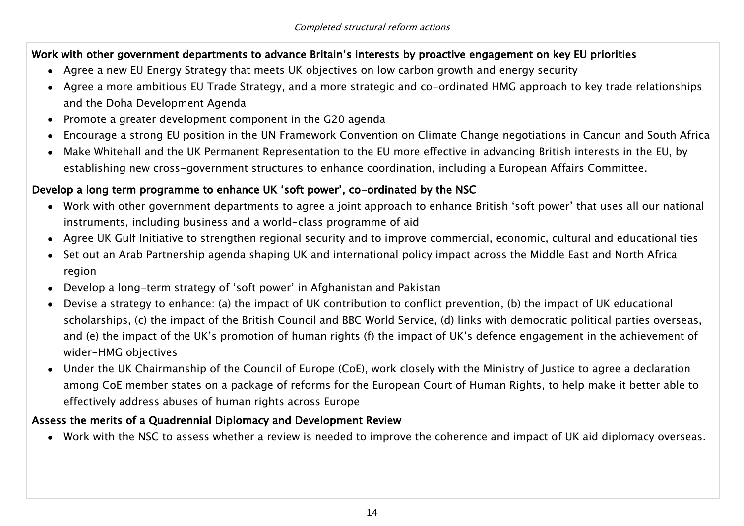*Completed structural reform actions*

**Work with other government departments to advance Britain's interests by proactive engagement on key EU priorities**

- Agree a new EU Energy Strategy that meets UK objectives on low carbon growth and energy security
- Agree a more ambitious EU Trade Strategy, and a more strategic and co-ordinated HMG approach to key trade relationships and the Doha Development Agenda
- Promote a greater development component in the G20 agenda
- Encourage a strong EU position in the UN Framework Convention on Climate Change negotiations in Cancun and South Africa
- Make Whitehall and the UK Permanent Representation to the EU more effective in advancing British interests in the EU, by establishing new cross-government structures to enhance coordination, including a European Affairs Committee.

**Develop a long term programme to enhance UK 'soft power', co-ordinated by the NSC**

- Work with other government departments to agree a joint approach to enhance British 'soft power' that uses all our national instruments, including business and a world-class programme of aid
- Agree UK Gulf Initiative to strengthen regional security and to improve commercial, economic, cultural and educational ties
- Set out an Arab Partnership agenda shaping UK and international policy impact across the Middle East and North Africa region
- Develop a long-term strategy of 'soft power' in Afghanistan and Pakistan
- Devise a strategy to enhance: (a) the impact of UK contribution to conflict prevention, (b) the impact of UK educational scholarships, (c) the impact of the British Council and BBC World Service, (d) links with democratic political parties overseas, and (e) the impact of the UK's promotion of human rights (f) the impact of UK's defence engagement in the achievement of wider-HMG objectives
- Under the UK Chairmanship of the Council of Europe (CoE), work closely with the Ministry of Justice to agree a declaration among CoE member states on a package of reforms for the European Court of Human Rights, to help make it better able to effectively address abuses of human rights across Europe

**Assess the merits of a Quadrennial Diplomacy and Development Review**

- Work with the NSC to assess whether a review is needed to improve the coherence and impact of UK aid diplomacy overseas.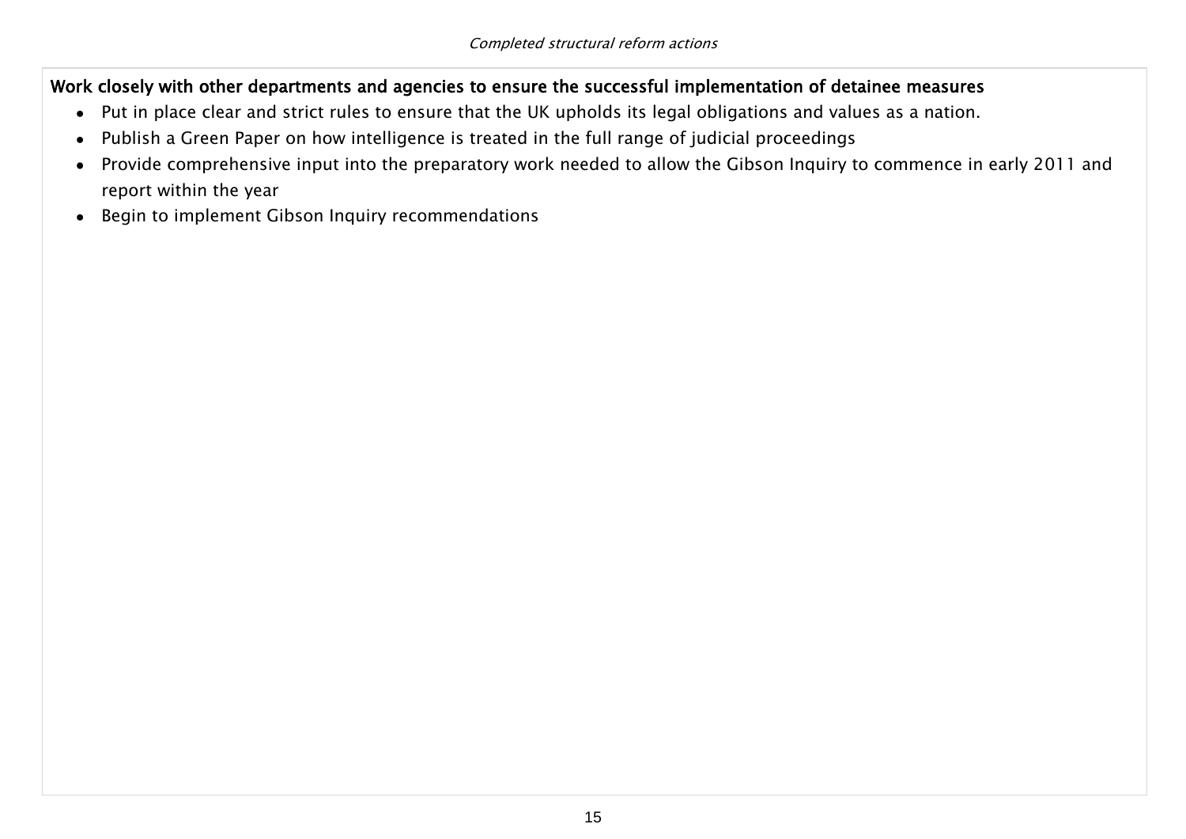*Completed structural reform actions*

**Work closely with other departments and agencies to ensure the successful implementation of detainee measures**

- Put in place clear and strict rules to ensure that the UK upholds its legal obligations and values as a nation.
- Publish a Green Paper on how intelligence is treated in the full range of judicial proceedings
- Provide comprehensive input into the preparatory work needed to allow the Gibson Inquiry to commence in early 2011 and report within the year
- Begin to implement Gibson Inquiry recommendations